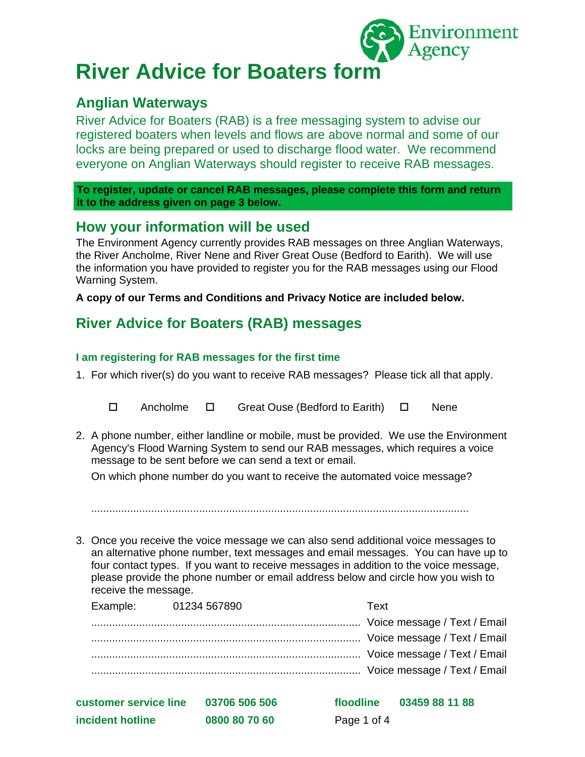# River Advice for Boaters form

## Anglian Waterways

River Advice for Boaters (RAB) is a free messaging system to advise our registered boaters when levels and flows are above normal and some of our locks are being prepared or used to discharge flood water. We recommend everyone on Anglian Waterways should register to receive RAB messages.

**To register, update or cancel RAB messages, please complete this form and return it to the address given on page 3 below.**

## How your information will be used

The Environment Agency currently provides RAB messages on three Anglian Waterways, the River Ancholme, River Nene and River Great Ouse (Bedford to Earith). We will use the information you have provided to register you for the RAB messages using our Flood Warning System.

**A copy of our Terms and Conditions and Privacy Notice are included below.**

## River Advice for Boaters (RAB) messages

### I am registering for RAB messages for the first time

1. For which river(s) do you want to receive RAB messages? Please tick all that apply.

   ☐ Ancholme ☐ Great Ouse (Bedford to Earith) ☐ Nene

2. A phone number, either landline or mobile, must be provided. We use the Environment Agency's Flood Warning System to send our RAB messages, which requires a voice message to be sent before we can send a text or email.

   On which phone number do you want to receive the automated voice message?

   ..............................................................................................................................

3. Once you receive the voice message we can also send additional voice messages to an alternative phone number, text messages and email messages. You can have up to four contact types. If you want to receive messages in addition to the voice message, please provide the phone number or email address below and circle how you wish to receive the message.

   | Example: 01234 567890 | Text |
   |---|---|
   | ......................................................................................... | Voice message / Text / Email |
   | ......................................................................................... | Voice message / Text / Email |
   | ......................................................................................... | Voice message / Text / Email |
   | ......................................................................................... | Voice message / Text / Email |

**customer service line** 03706 506 506 **floodline** 03459 88 11 88
**incident hotline** 0800 80 70 60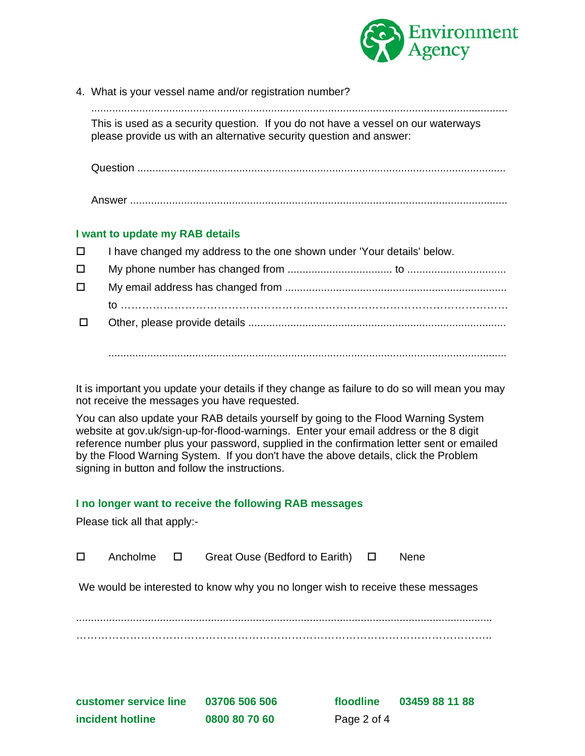4. What is your vessel name and/or registration number?

   ..........................................................................................................................................

   This is used as a security question. If you do not have a vessel on our waterways please provide us with an alternative security question and answer:

   Question ..........................................................................................................................

   Answer ..............................................................................................................................

### I want to update my RAB details

- ☐ I have changed my address to the one shown under 'Your details' below.
- ☐ My phone number has changed from .................................. to ................................
- ☐ My email address has changed from .........................................................................
  to …………………………………………………………………………………………
- ☐ Other, please provide details .....................................................................................

  ....................................................................................................................................

It is important you update your details if they change as failure to do so will mean you may not receive the messages you have requested.

You can also update your RAB details yourself by going to the Flood Warning System website at gov.uk/sign-up-for-flood-warnings. Enter your email address or the 8 digit reference number plus your password, supplied in the confirmation letter sent or emailed by the Flood Warning System. If you don't have the above details, click the Problem signing in button and follow the instructions.

### I no longer want to receive the following RAB messages

Please tick all that apply:-

☐ Ancholme ☐ Great Ouse (Bedford to Earith) ☐ Nene

We would be interested to know why you no longer wish to receive these messages

..........................................................................................................................................

……………………………………………………………………………………………………..

**customer service line** **03706 506 506** **floodline** **03459 88 11 88**

**incident hotline** **0800 80 70 60**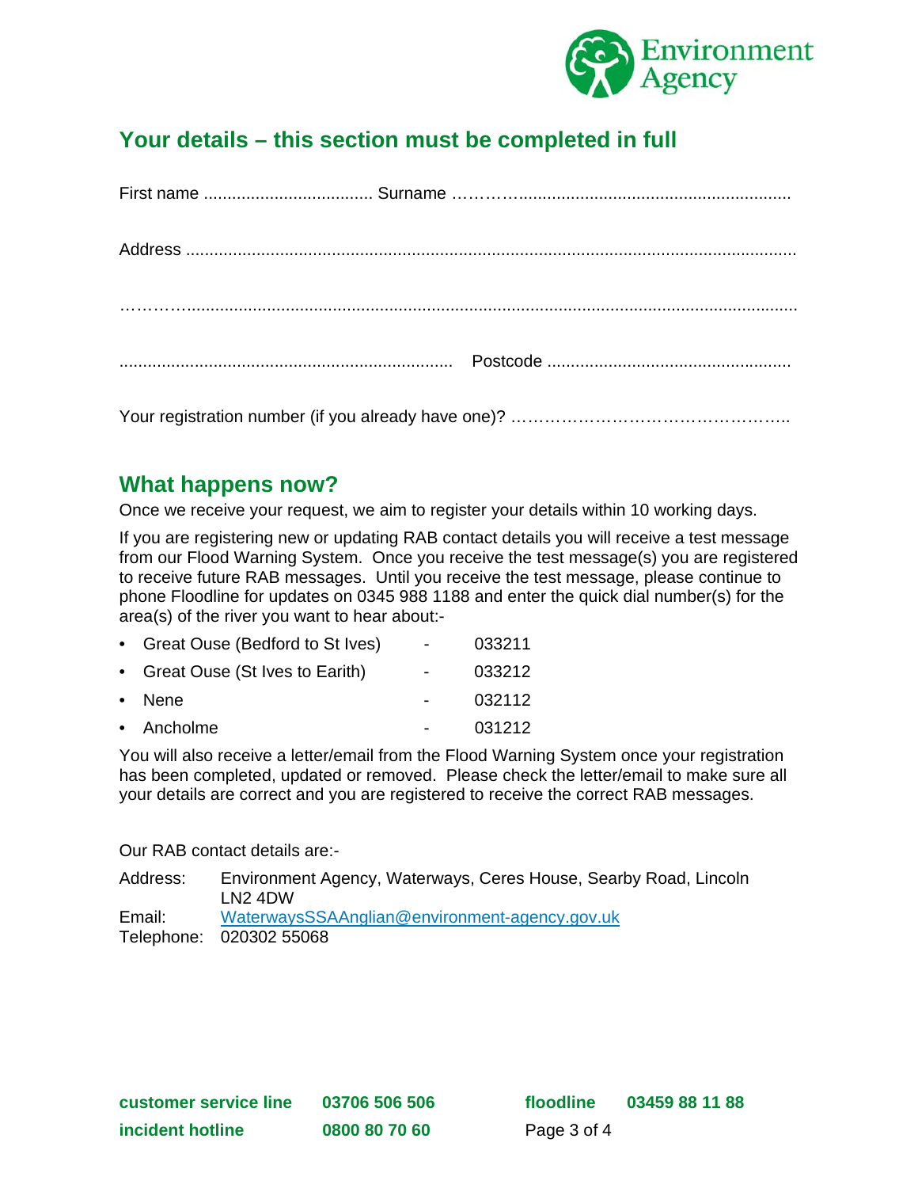## Your details – this section must be completed in full

First name .................................... Surname ………….........................................................

Address ..................................................................................................................................

……………...............................................................................................................................

....................................................................... Postcode ....................................................

Your registration number (if you already have one)? …………………………………………..

## What happens now?

Once we receive your request, we aim to register your details within 10 working days.

If you are registering new or updating RAB contact details you will receive a test message from our Flood Warning System. Once you receive the test message(s) you are registered to receive future RAB messages. Until you receive the test message, please continue to phone Floodline for updates on 0345 988 1188 and enter the quick dial number(s) for the area(s) of the river you want to hear about:-

- Great Ouse (Bedford to St Ives) - 033211
- Great Ouse (St Ives to Earith) - 033212
- Nene - 032112
- Ancholme - 031212

You will also receive a letter/email from the Flood Warning System once your registration has been completed, updated or removed. Please check the letter/email to make sure all your details are correct and you are registered to receive the correct RAB messages.

Our RAB contact details are:-

Address: Environment Agency, Waterways, Ceres House, Searby Road, Lincoln LN2 4DW
Email: WaterwaysSSAAnglian@environment-agency.gov.uk
Telephone: 020302 55068

**customer service line** **03706 506 506** **floodline** **03459 88 11 88**
**incident hotline** **0800 80 70 60**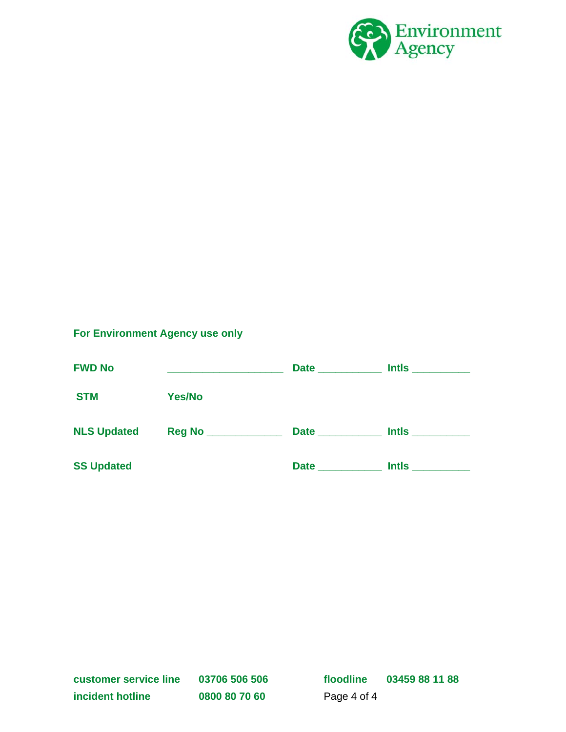**For Environment Agency use only**

| | | | |
|---|---|---|---|
| **FWD No** | ____________________ | **Date** ___________ | **Intls** __________ |
| **STM** | **Yes/No** | | |
| **NLS Updated** | **Reg No** _____________ | **Date** ___________ | **Intls** __________ |
| **SS Updated** | | **Date** ___________ | **Intls** __________ |

**customer service line** **03706 506 506**   **floodline** **03459 88 11 88**

**incident hotline** **0800 80 70 60**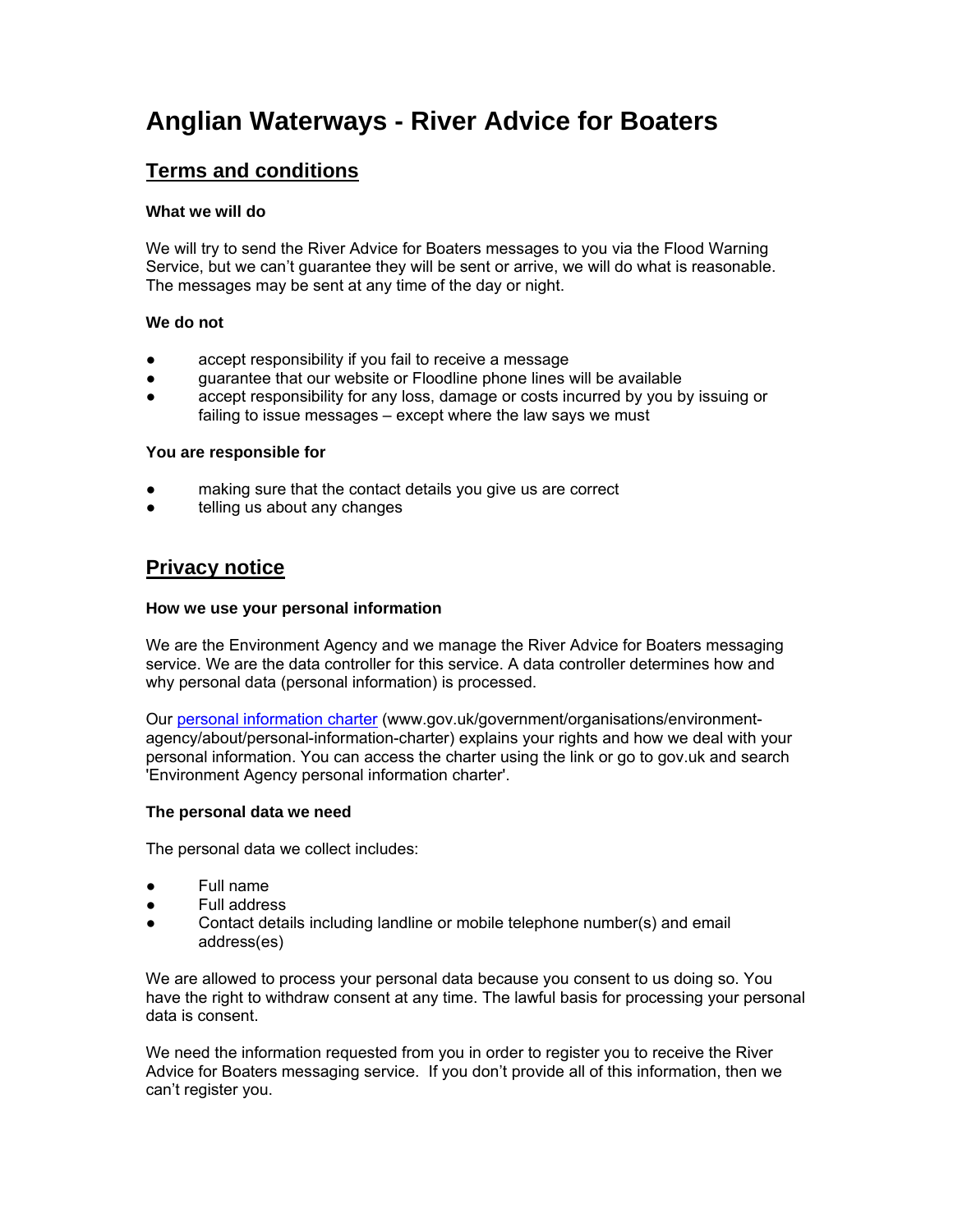# Anglian Waterways - River Advice for Boaters

## Terms and conditions

### What we will do

We will try to send the River Advice for Boaters messages to you via the Flood Warning Service, but we can't guarantee they will be sent or arrive, we will do what is reasonable. The messages may be sent at any time of the day or night.

### We do not

- accept responsibility if you fail to receive a message
- guarantee that our website or Floodline phone lines will be available
- accept responsibility for any loss, damage or costs incurred by you by issuing or failing to issue messages – except where the law says we must

### You are responsible for

- making sure that the contact details you give us are correct
- telling us about any changes

## Privacy notice

### How we use your personal information

We are the Environment Agency and we manage the River Advice for Boaters messaging service. We are the data controller for this service. A data controller determines how and why personal data (personal information) is processed.

Our [personal information charter](www.gov.uk/government/organisations/environment-agency/about/personal-information-charter) (www.gov.uk/government/organisations/environment-agency/about/personal-information-charter) explains your rights and how we deal with your personal information. You can access the charter using the link or go to gov.uk and search 'Environment Agency personal information charter'.

### The personal data we need

The personal data we collect includes:

- Full name
- Full address
- Contact details including landline or mobile telephone number(s) and email address(es)

We are allowed to process your personal data because you consent to us doing so. You have the right to withdraw consent at any time. The lawful basis for processing your personal data is consent.

We need the information requested from you in order to register you to receive the River Advice for Boaters messaging service. If you don't provide all of this information, then we can't register you.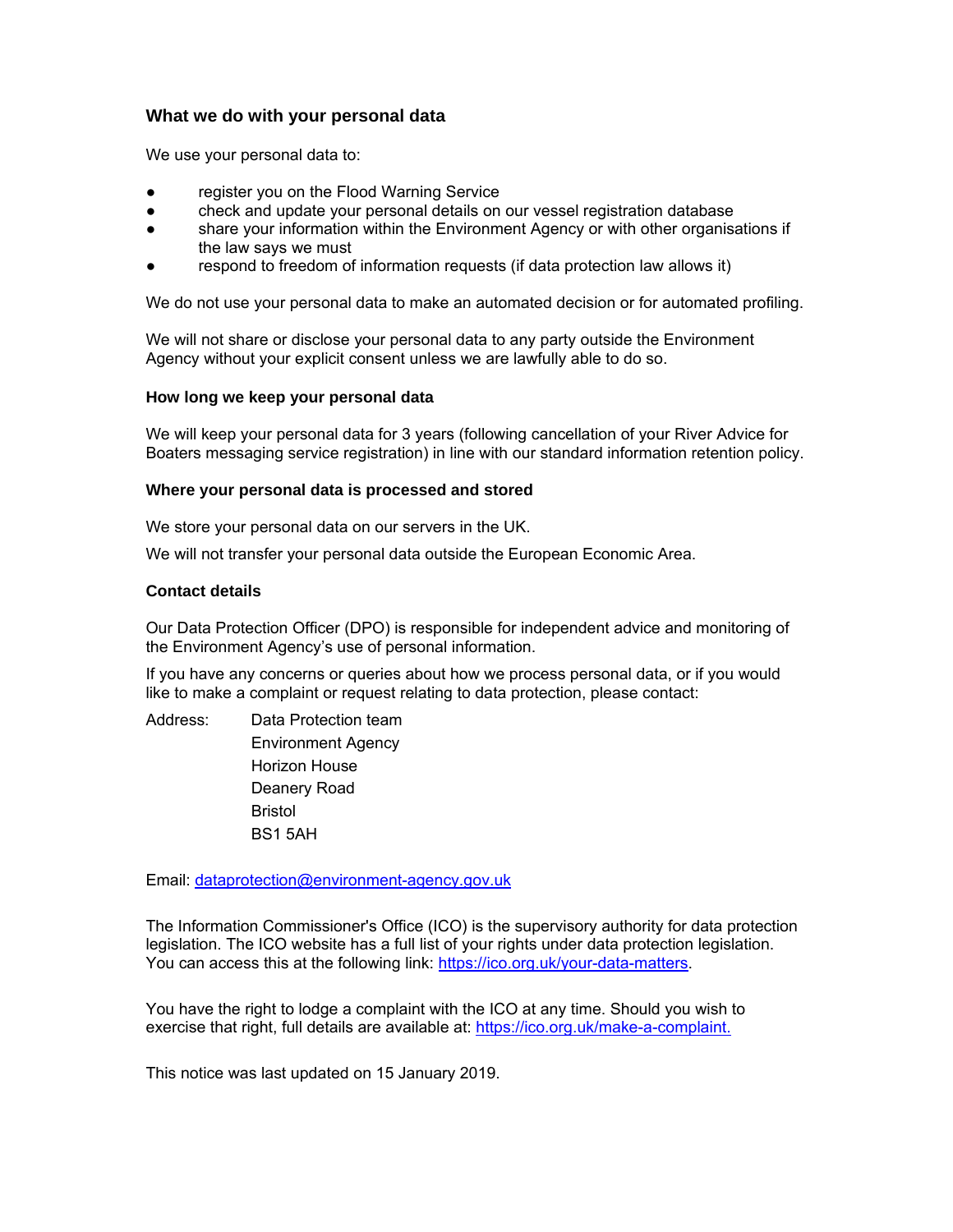## What we do with your personal data

We use your personal data to:

- register you on the Flood Warning Service
- check and update your personal details on our vessel registration database
- share your information within the Environment Agency or with other organisations if the law says we must
- respond to freedom of information requests (if data protection law allows it)

We do not use your personal data to make an automated decision or for automated profiling.

We will not share or disclose your personal data to any party outside the Environment Agency without your explicit consent unless we are lawfully able to do so.

### How long we keep your personal data

We will keep your personal data for 3 years (following cancellation of your River Advice for Boaters messaging service registration) in line with our standard information retention policy.

### Where your personal data is processed and stored

We store your personal data on our servers in the UK.

We will not transfer your personal data outside the European Economic Area.

### Contact details

Our Data Protection Officer (DPO) is responsible for independent advice and monitoring of the Environment Agency's use of personal information.

If you have any concerns or queries about how we process personal data, or if you would like to make a complaint or request relating to data protection, please contact:

Address: Data Protection team
Environment Agency
Horizon House
Deanery Road
Bristol
BS1 5AH

Email: dataprotection@environment-agency.gov.uk

The Information Commissioner's Office (ICO) is the supervisory authority for data protection legislation. The ICO website has a full list of your rights under data protection legislation. You can access this at the following link: https://ico.org.uk/your-data-matters.

You have the right to lodge a complaint with the ICO at any time. Should you wish to exercise that right, full details are available at: https://ico.org.uk/make-a-complaint.

This notice was last updated on 15 January 2019.